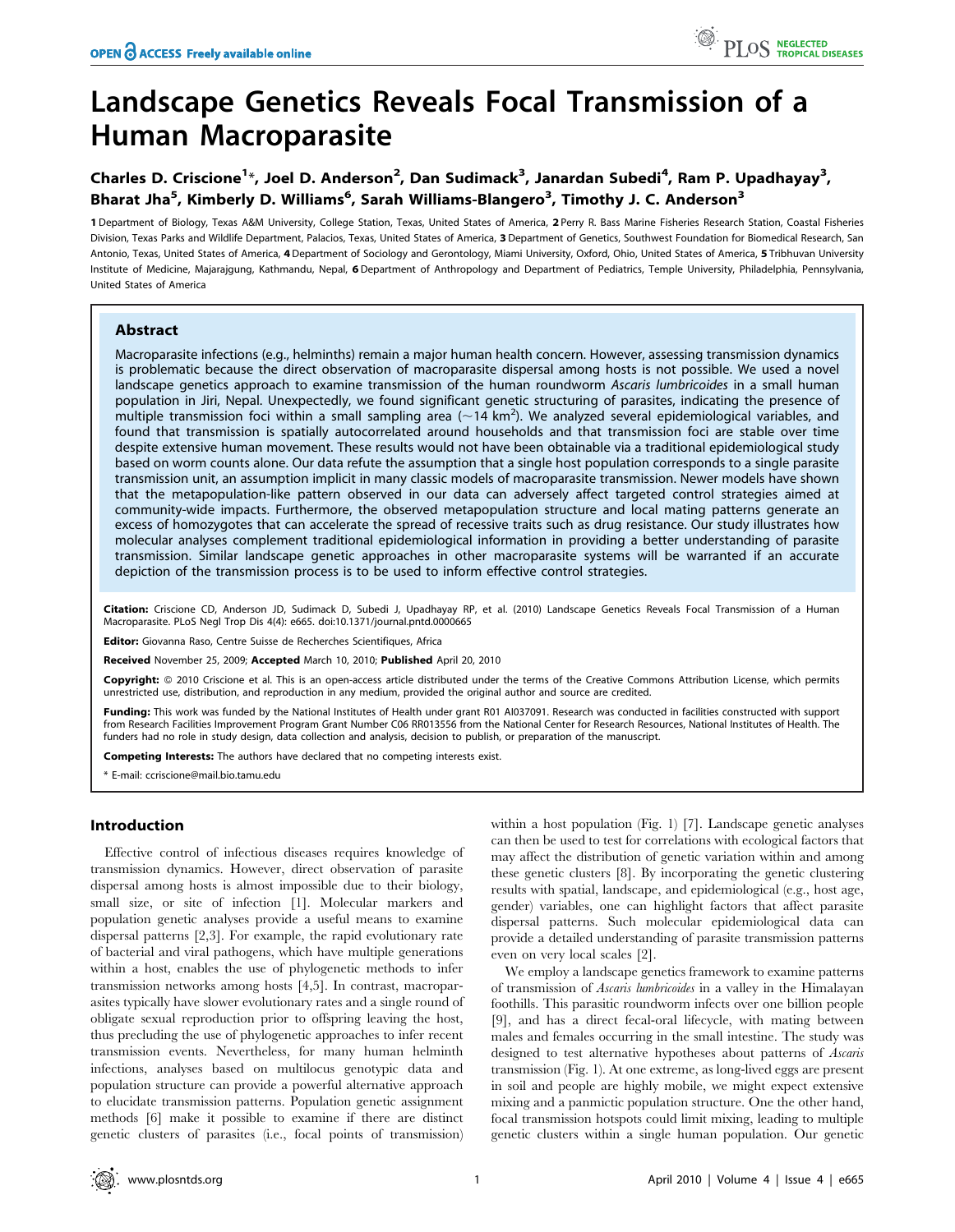# Landscape Genetics Reveals Focal Transmission of a Human Macroparasite

**Charles D. Criscione[1]\*, Joel D. Anderson[2], Dan Sudimack[3], Janardan Subedi[4], Ram P. Upadhayay[3], Bharat Jha[5], Kimberly D. Williams[6], Sarah Williams-Blangero[3], Timothy J. C. Anderson[3]**

**1** Department of Biology, Texas A&M University, College Station, Texas, United States of America, **2** Perry R. Bass Marine Fisheries Research Station, Coastal Fisheries Division, Texas Parks and Wildlife Department, Palacios, Texas, United States of America, **3** Department of Genetics, Southwest Foundation for Biomedical Research, San Antonio, Texas, United States of America, **4** Department of Sociology and Gerontology, Miami University, Oxford, Ohio, United States of America, **5** Tribhuvan University Institute of Medicine, Majarajgung, Kathmandu, Nepal, **6** Department of Anthropology and Department of Pediatrics, Temple University, Philadelphia, Pennsylvania, United States of America

## Abstract

Macroparasite infections (e.g., helminths) remain a major human health concern. However, assessing transmission dynamics is problematic because the direct observation of macroparasite dispersal among hosts is not possible. We used a novel landscape genetics approach to examine transmission of the human roundworm *Ascaris lumbricoides* in a small human population in Jiri, Nepal. Unexpectedly, we found significant genetic structuring of parasites, indicating the presence of multiple transmission foci within a small sampling area (~14 km²). We analyzed several epidemiological variables, and found that transmission is spatially autocorrelated around households and that transmission foci are stable over time despite extensive human movement. These results would not have been obtainable via a traditional epidemiological study based on worm counts alone. Our data refute the assumption that a single host population corresponds to a single parasite transmission unit, an assumption implicit in many classic models of macroparasite transmission. Newer models have shown that the metapopulation-like pattern observed in our data can adversely affect targeted control strategies aimed at community-wide impacts. Furthermore, the observed metapopulation structure and local mating patterns generate an excess of homozygotes that can accelerate the spread of recessive traits such as drug resistance. Our study illustrates how molecular analyses complement traditional epidemiological information in providing a better understanding of parasite transmission. Similar landscape genetic approaches in other macroparasite systems will be warranted if an accurate depiction of the transmission process is to be used to inform effective control strategies.

**Citation:** Criscione CD, Anderson JD, Sudimack D, Subedi J, Upadhayay RP, et al. (2010) Landscape Genetics Reveals Focal Transmission of a Human Macroparasite. PLoS Negl Trop Dis 4(4): e665. doi:10.1371/journal.pntd.0000665

**Editor:** Giovanna Raso, Centre Suisse de Recherches Scientifiques, Africa

**Received** November 25, 2009; **Accepted** March 10, 2010; **Published** April 20, 2010

**Copyright:** © 2010 Criscione et al. This is an open-access article distributed under the terms of the Creative Commons Attribution License, which permits unrestricted use, distribution, and reproduction in any medium, provided the original author and source are credited.

**Funding:** This work was funded by the National Institutes of Health under grant R01 AI037091. Research was conducted in facilities constructed with support from Research Facilities Improvement Program Grant Number C06 RR013556 from the National Center for Research Resources, National Institutes of Health. The funders had no role in study design, data collection and analysis, decision to publish, or preparation of the manuscript.

**Competing Interests:** The authors have declared that no competing interests exist.

\* E-mail: ccriscione@mail.bio.tamu.edu

## Introduction

Effective control of infectious diseases requires knowledge of transmission dynamics. However, direct observation of parasite dispersal among hosts is almost impossible due to their biology, small size, or site of infection [1]. Molecular markers and population genetic analyses provide a useful means to examine dispersal patterns [2,3]. For example, the rapid evolutionary rate of bacterial and viral pathogens, which have multiple generations within a host, enables the use of phylogenetic methods to infer transmission networks among hosts [4,5]. In contrast, macroparasites typically have slower evolutionary rates and a single round of obligate sexual reproduction prior to offspring leaving the host, thus precluding the use of phylogenetic approaches to infer recent transmission events. Nevertheless, for many human helminth infections, analyses based on multilocus genotypic data and population structure can provide a powerful alternative approach to elucidate transmission patterns. Population genetic assignment methods [6] make it possible to examine if there are distinct genetic clusters of parasites (i.e., focal points of transmission) within a host population (Fig. 1) [7]. Landscape genetic analyses can then be used to test for correlations with ecological factors that may affect the distribution of genetic variation within and among these genetic clusters [8]. By incorporating the genetic clustering results with spatial, landscape, and epidemiological (e.g., host age, gender) variables, one can highlight factors that affect parasite dispersal patterns. Such molecular epidemiological data can provide a detailed understanding of parasite transmission patterns even on very local scales [2].

We employ a landscape genetics framework to examine patterns of transmission of *Ascaris lumbricoides* in a valley in the Himalayan foothills. This parasitic roundworm infects over one billion people [9], and has a direct fecal-oral lifecycle, with mating between males and females occurring in the small intestine. The study was designed to test alternative hypotheses about patterns of *Ascaris* transmission (Fig. 1). At one extreme, as long-lived eggs are present in soil and people are highly mobile, we might expect extensive mixing and a panmictic population structure. One the other hand, focal transmission hotspots could limit mixing, leading to multiple genetic clusters within a single human population. Our genetic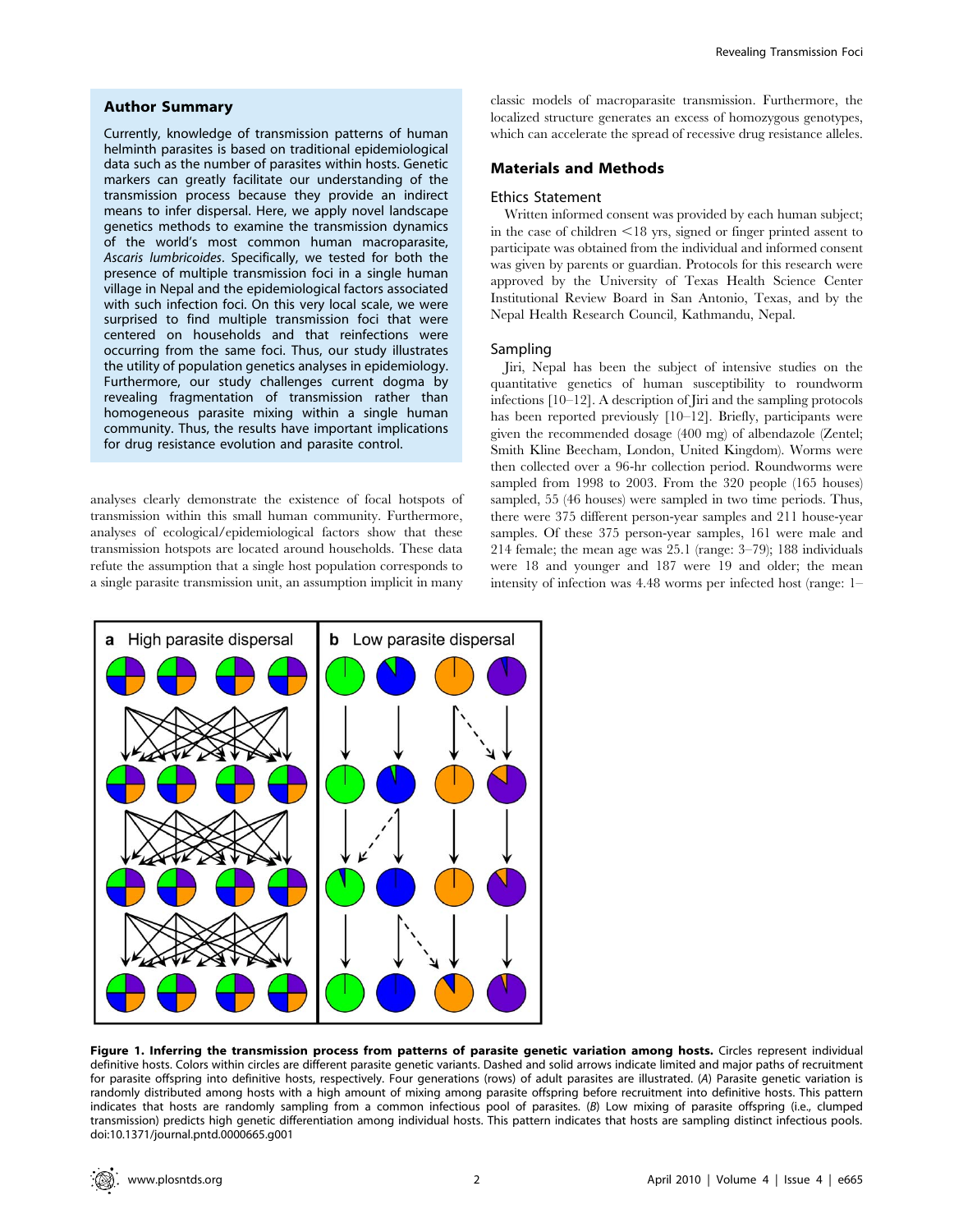## Author Summary

Currently, knowledge of transmission patterns of human helminth parasites is based on traditional epidemiological data such as the number of parasites within hosts. Genetic markers can greatly facilitate our understanding of the transmission process because they provide an indirect means to infer dispersal. Here, we apply novel landscape genetics methods to examine the transmission dynamics of the world's most common human macroparasite, *Ascaris lumbricoides*. Specifically, we tested for both the presence of multiple transmission foci in a single human village in Nepal and the epidemiological factors associated with such infection foci. On this very local scale, we were surprised to find multiple transmission foci that were centered on households and that reinfections were occurring from the same foci. Thus, our study illustrates the utility of population genetics analyses in epidemiology. Furthermore, our study challenges current dogma by revealing fragmentation of transmission rather than homogeneous parasite mixing within a single human community. Thus, the results have important implications for drug resistance evolution and parasite control.

analyses clearly demonstrate the existence of focal hotspots of transmission within this small human community. Furthermore, analyses of ecological/epidemiological factors show that these transmission hotspots are located around households. These data refute the assumption that a single host population corresponds to a single parasite transmission unit, an assumption implicit in many classic models of macroparasite transmission. Furthermore, the localized structure generates an excess of homozygous genotypes, which can accelerate the spread of recessive drug resistance alleles.

## Materials and Methods

### Ethics Statement

Written informed consent was provided by each human subject; in the case of children <18 yrs, signed or finger printed assent to participate was obtained from the individual and informed consent was given by parents or guardian. Protocols for this research were approved by the University of Texas Health Science Center Institutional Review Board in San Antonio, Texas, and by the Nepal Health Research Council, Kathmandu, Nepal.

### Sampling

Jiri, Nepal has been the subject of intensive studies on the quantitative genetics of human susceptibility to roundworm infections [10–12]. A description of Jiri and the sampling protocols has been reported previously [10–12]. Briefly, participants were given the recommended dosage (400 mg) of albendazole (Zentel; Smith Kline Beecham, London, United Kingdom). Worms were then collected over a 96-hr collection period. Roundworms were sampled from 1998 to 2003. From the 320 people (165 houses) sampled, 55 (46 houses) were sampled in two time periods. Thus, there were 375 different person-year samples and 211 house-year samples. Of these 375 person-year samples, 161 were male and 214 female; the mean age was 25.1 (range: 3–79); 188 individuals were 18 and younger and 187 were 19 and older; the mean intensity of infection was 4.48 worms per infected host (range: 1–

a High parasite dispersal

b Low parasite dispersal

**Figure 1. Inferring the transmission process from patterns of parasite genetic variation among hosts.** Circles represent individual definitive hosts. Colors within circles are different parasite genetic variants. Dashed and solid arrows indicate limited and major paths of recruitment for parasite offspring into definitive hosts, respectively. Four generations (rows) of adult parasites are illustrated. (*A*) Parasite genetic variation is randomly distributed among hosts with a high amount of mixing among parasite offspring before recruitment into definitive hosts. This pattern indicates that hosts are randomly sampling from a common infectious pool of parasites. (*B*) Low mixing of parasite offspring (i.e., clumped transmission) predicts high genetic differentiation among individual hosts. This pattern indicates that hosts are sampling distinct infectious pools.
doi:10.1371/journal.pntd.0000665.g001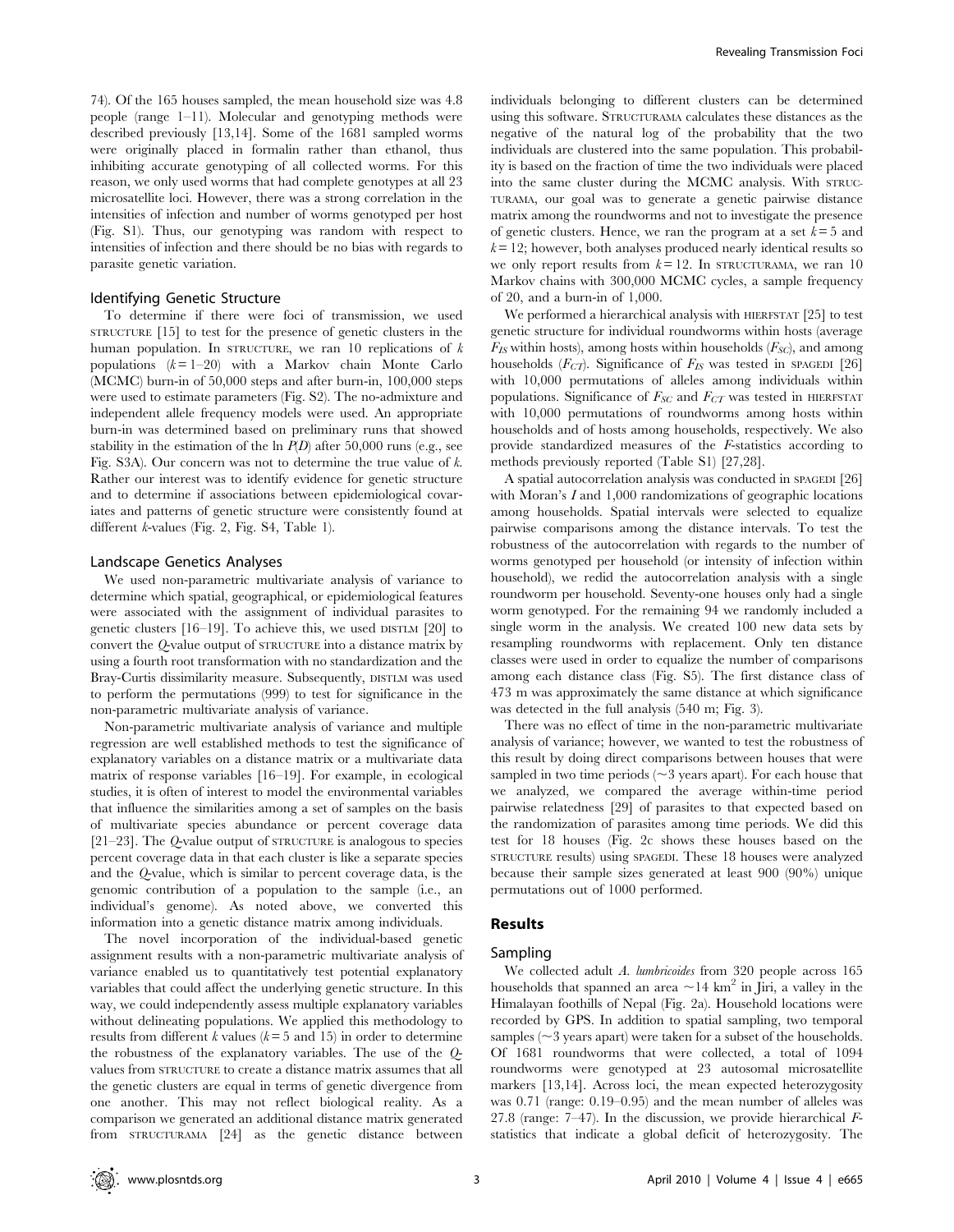74). Of the 165 houses sampled, the mean household size was 4.8 people (range 1–11). Molecular and genotyping methods were described previously [13,14]. Some of the 1681 sampled worms were originally placed in formalin rather than ethanol, thus inhibiting accurate genotyping of all collected worms. For this reason, we only used worms that had complete genotypes at all 23 microsatellite loci. However, there was a strong correlation in the intensities of infection and number of worms genotyped per host (Fig. S1). Thus, our genotyping was random with respect to intensities of infection and there should be no bias with regards to parasite genetic variation.

### Identifying Genetic Structure

To determine if there were foci of transmission, we used STRUCTURE [15] to test for the presence of genetic clusters in the human population. In STRUCTURE, we ran 10 replications of $k$ populations ($k = 1$–$20$) with a Markov chain Monte Carlo (MCMC) burn-in of 50,000 steps and after burn-in, 100,000 steps were used to estimate parameters (Fig. S2). The no-admixture and independent allele frequency models were used. An appropriate burn-in was determined based on preliminary runs that showed stability in the estimation of the ln $P(D)$ after 50,000 runs (e.g., see Fig. S3A). Our concern was not to determine the true value of $k$. Rather our interest was to identify evidence for genetic structure and to determine if associations between epidemiological covariates and patterns of genetic structure were consistently found at different $k$-values (Fig. 2, Fig. S4, Table 1).

### Landscape Genetics Analyses

We used non-parametric multivariate analysis of variance to determine which spatial, geographical, or epidemiological features were associated with the assignment of individual parasites to genetic clusters [16–19]. To achieve this, we used DISTLM [20] to convert the $Q$-value output of STRUCTURE into a distance matrix by using a fourth root transformation with no standardization and the Bray-Curtis dissimilarity measure. Subsequently, DISTLM was used to perform the permutations (999) to test for significance in the non-parametric multivariate analysis of variance.

Non-parametric multivariate analysis of variance and multiple regression are well established methods to test the significance of explanatory variables on a distance matrix or a multivariate data matrix of response variables [16–19]. For example, in ecological studies, it is often of interest to model the environmental variables that influence the similarities among a set of samples on the basis of multivariate species abundance or percent coverage data [21–23]. The $Q$-value output of STRUCTURE is analogous to species percent coverage data in that each cluster is like a separate species and the $Q$-value, which is similar to percent coverage data, is the genomic contribution of a population to the sample (i.e., an individual's genome). As noted above, we converted this information into a genetic distance matrix among individuals.

The novel incorporation of the individual-based genetic assignment results with a non-parametric multivariate analysis of variance enabled us to quantitatively test potential explanatory variables that could affect the underlying genetic structure. In this way, we could independently assess multiple explanatory variables without delineating populations. We applied this methodology to results from different $k$ values ($k = 5$ and 15) in order to determine the robustness of the explanatory variables. The use of the $Q$-values from STRUCTURE to create a distance matrix assumes that all the genetic clusters are equal in terms of genetic divergence from one another. This may not reflect biological reality. As a comparison we generated an additional distance matrix generated from STRUCTURAMA [24] as the genetic distance between individuals belonging to different clusters can be determined using this software. STRUCTURAMA calculates these distances as the negative of the natural log of the probability that the two individuals are clustered into the same population. This probability is based on the fraction of time the two individuals were placed into the same cluster during the MCMC analysis. With STRUCTURAMA, our goal was to generate a genetic pairwise distance matrix among the roundworms and not to investigate the presence of genetic clusters. Hence, we ran the program at a set $k = 5$ and $k = 12$; however, both analyses produced nearly identical results so we only report results from $k = 12$. In STRUCTURAMA, we ran 10 Markov chains with 300,000 MCMC cycles, a sample frequency of 20, and a burn-in of 1,000.

We performed a hierarchical analysis with HIERFSTAT [25] to test genetic structure for individual roundworms within hosts (average $F_{IS}$ within hosts), among hosts within households ($F_{SC}$), and among households ($F_{CT}$). Significance of $F_{IS}$ was tested in SPAGEDI [26] with 10,000 permutations of alleles among individuals within populations. Significance of $F_{SC}$ and $F_{CT}$ was tested in HIERFSTAT with 10,000 permutations of roundworms among hosts within households and of hosts among households, respectively. We also provide standardized measures of the $F$-statistics according to methods previously reported (Table S1) [27,28].

A spatial autocorrelation analysis was conducted in SPAGEDI [26] with Moran's $I$ and 1,000 randomizations of geographic locations among households. Spatial intervals were selected to equalize pairwise comparisons among the distance intervals. To test the robustness of the autocorrelation with regards to the number of worms genotyped per household (or intensity of infection within household), we redid the autocorrelation analysis with a single roundworm per household. Seventy-one houses only had a single worm genotyped. For the remaining 94 we randomly included a single worm in the analysis. We created 100 new data sets by resampling roundworms with replacement. Only ten distance classes were used in order to equalize the number of comparisons among each distance class (Fig. S5). The first distance class of 473 m was approximately the same distance at which significance was detected in the full analysis (540 m; Fig. 3).

There was no effect of time in the non-parametric multivariate analysis of variance; however, we wanted to test the robustness of this result by doing direct comparisons between houses that were sampled in two time periods (~3 years apart). For each house that we analyzed, we compared the average within-time period pairwise relatedness [29] of parasites to that expected based on the randomization of parasites among time periods. We did this test for 18 houses (Fig. 2c shows these houses based on the STRUCTURE results) using SPAGEDI. These 18 houses were analyzed because their sample sizes generated at least 900 (90%) unique permutations out of 1000 performed.

## Results

### Sampling

We collected adult *A. lumbricoides* from 320 people across 165 households that spanned an area ~14 km$^2$ in Jiri, a valley in the Himalayan foothills of Nepal (Fig. 2a). Household locations were recorded by GPS. In addition to spatial sampling, two temporal samples (~3 years apart) were taken for a subset of the households. Of 1681 roundworms that were collected, a total of 1094 roundworms were genotyped at 23 autosomal microsatellite markers [13,14]. Across loci, the mean expected heterozygosity was 0.71 (range: 0.19–0.95) and the mean number of alleles was 27.8 (range: 7–47). In the discussion, we provide hierarchical $F$-statistics that indicate a global deficit of heterozygosity. The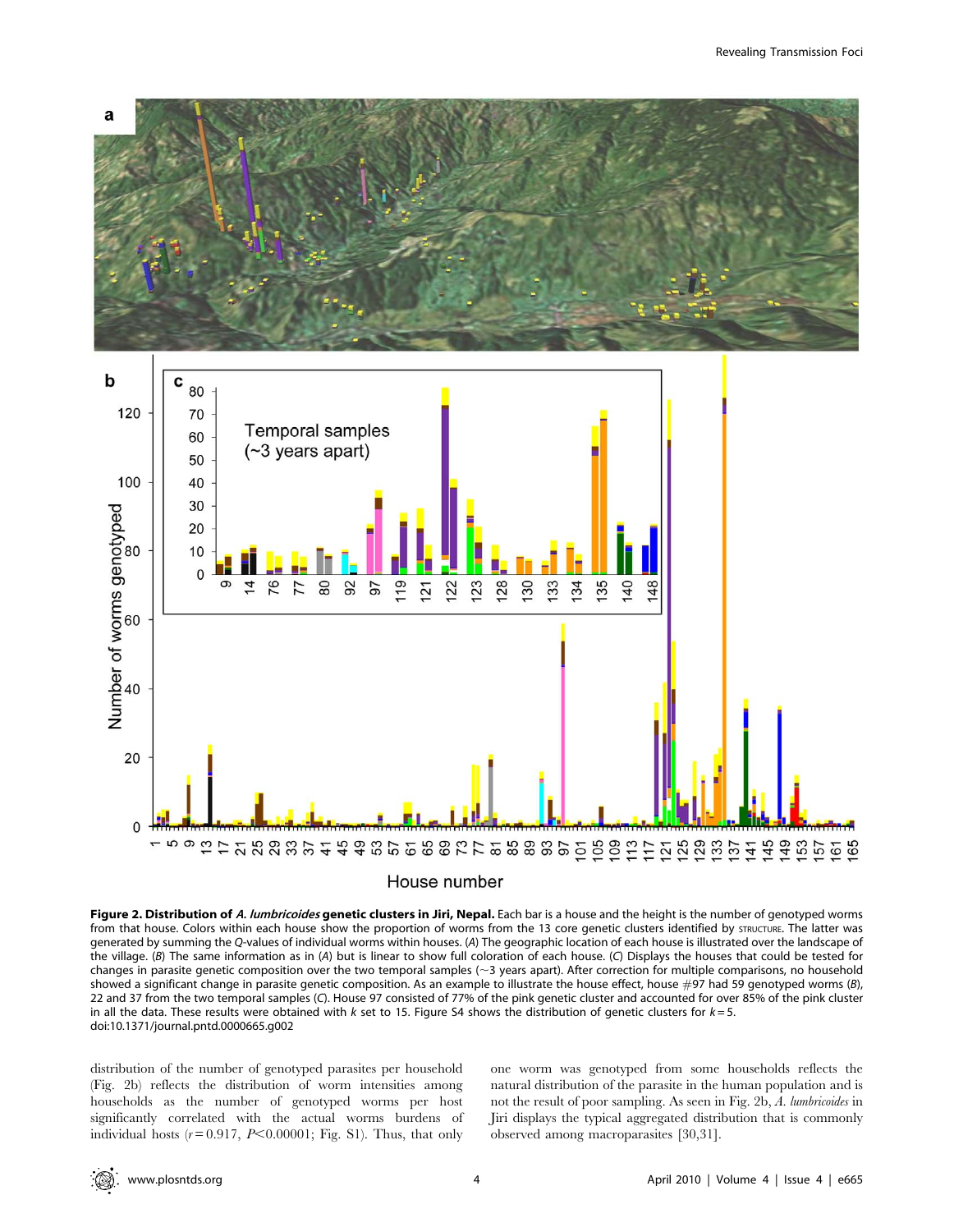**Figure 2. Distribution of *A. lumbricoides* genetic clusters in Jiri, Nepal.** Each bar is a house and the height is the number of genotyped worms from that house. Colors within each house show the proportion of worms from the 13 core genetic clusters identified by STRUCTURE. The latter was generated by summing the *Q*-values of individual worms within houses. (*A*) The geographic location of each house is illustrated over the landscape of the village. (*B*) The same information as in (*A*) but is linear to show full coloration of each house. (*C*) Displays the houses that could be tested for changes in parasite genetic composition over the two temporal samples (~3 years apart). After correction for multiple comparisons, no household showed a significant change in parasite genetic composition. As an example to illustrate the house effect, house #97 had 59 genotyped worms (*B*), 22 and 37 from the two temporal samples (*C*). House 97 consisted of 77% of the pink genetic cluster and accounted for over 85% of the pink cluster in all the data. These results were obtained with *k* set to 15. Figure S4 shows the distribution of genetic clusters for *k* = 5.
doi:10.1371/journal.pntd.0000665.g002

distribution of the number of genotyped parasites per household (Fig. 2b) reflects the distribution of worm intensities among households as the number of genotyped worms per host significantly correlated with the actual worms burdens of individual hosts ($r = 0.917$, $P < 0.00001$; Fig. S1). Thus, that only one worm was genotyped from some households reflects the natural distribution of the parasite in the human population and is not the result of poor sampling. As seen in Fig. 2b, *A. lumbricoides* in Jiri displays the typical aggregated distribution that is commonly observed among macroparasites [30,31].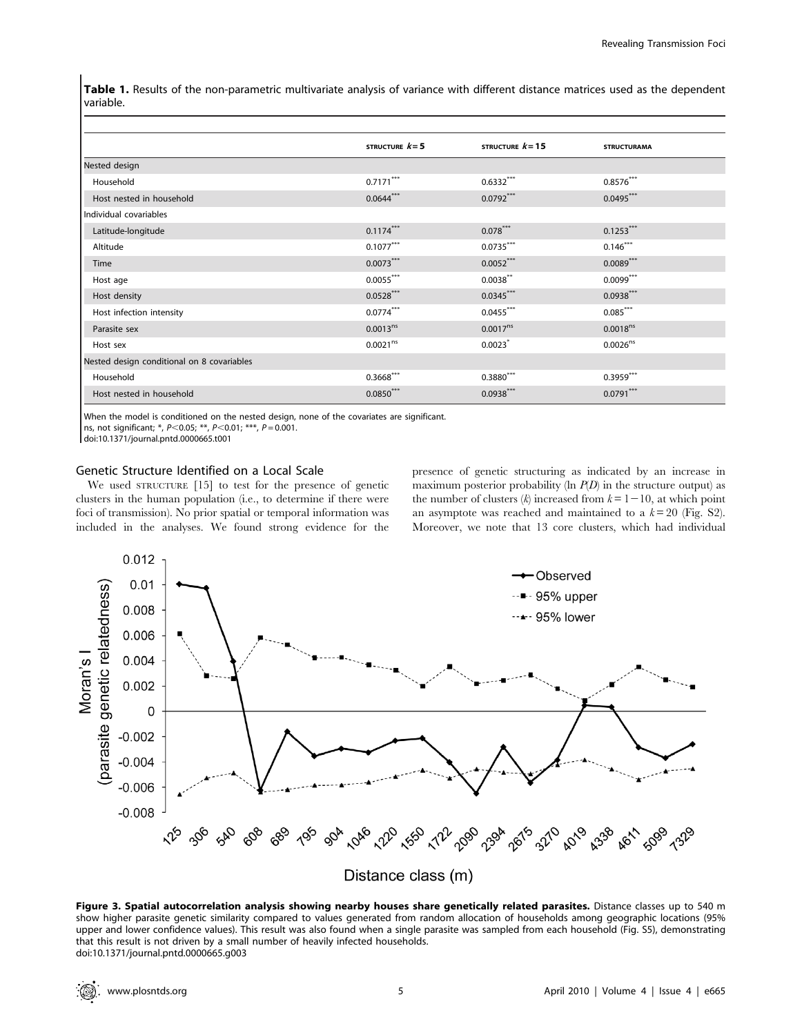**Table 1.** Results of the non-parametric multivariate analysis of variance with different distance matrices used as the dependent variable.

| | STRUCTURE $k=5$ | STRUCTURE $k=15$ | STRUCTURAMA |
|---|---|---|---|
| Nested design | | | |
| Household | $0.7171^{***}$ | $0.6332^{***}$ | $0.8576^{***}$ |
| Host nested in household | $0.0644^{***}$ | $0.0792^{***}$ | $0.0495^{***}$ |
| Individual covariables | | | |
| Latitude-longitude | $0.1174^{***}$ | $0.078^{***}$ | $0.1253^{***}$ |
| Altitude | $0.1077^{***}$ | $0.0735^{***}$ | $0.146^{***}$ |
| Time | $0.0073^{***}$ | $0.0052^{***}$ | $0.0089^{***}$ |
| Host age | $0.0055^{***}$ | $0.0038^{**}$ | $0.0099^{***}$ |
| Host density | $0.0528^{***}$ | $0.0345^{***}$ | $0.0938^{***}$ |
| Host infection intensity | $0.0774^{***}$ | $0.0455^{***}$ | $0.085^{***}$ |
| Parasite sex | $0.0013^{ns}$ | $0.0017^{ns}$ | $0.0018^{ns}$ |
| Host sex | $0.0021^{ns}$ | $0.0023^{*}$ | $0.0026^{ns}$ |
| Nested design conditional on 8 covariables | | | |
| Household | $0.3668^{***}$ | $0.3880^{***}$ | $0.3959^{***}$ |
| Host nested in household | $0.0850^{***}$ | $0.0938^{***}$ | $0.0791^{***}$ |

When the model is conditioned on the nested design, none of the covariates are significant.
ns, not significant; *, $P<0.05$; **, $P<0.01$; ***, $P=0.001$.
doi:10.1371/journal.pntd.0000665.t001

### Genetic Structure Identified on a Local Scale

We used STRUCTURE [15] to test for the presence of genetic clusters in the human population (i.e., to determine if there were foci of transmission). No prior spatial or temporal information was included in the analyses. We found strong evidence for the presence of genetic structuring as indicated by an increase in maximum posterior probability ($\ln P(D)$ in the structure output) as the number of clusters ($k$) increased from $k=1-10$, at which point an asymptote was reached and maintained to a $k=20$ (Fig. S2). Moreover, we note that 13 core clusters, which had individual

**Figure 3. Spatial autocorrelation analysis showing nearby houses share genetically related parasites.** Distance classes up to 540 m show higher parasite genetic similarity compared to values generated from random allocation of households among geographic locations (95% upper and lower confidence values). This result was also found when a single parasite was sampled from each household (Fig. S5), demonstrating that this result is not driven by a small number of heavily infected households.
doi:10.1371/journal.pntd.0000665.g003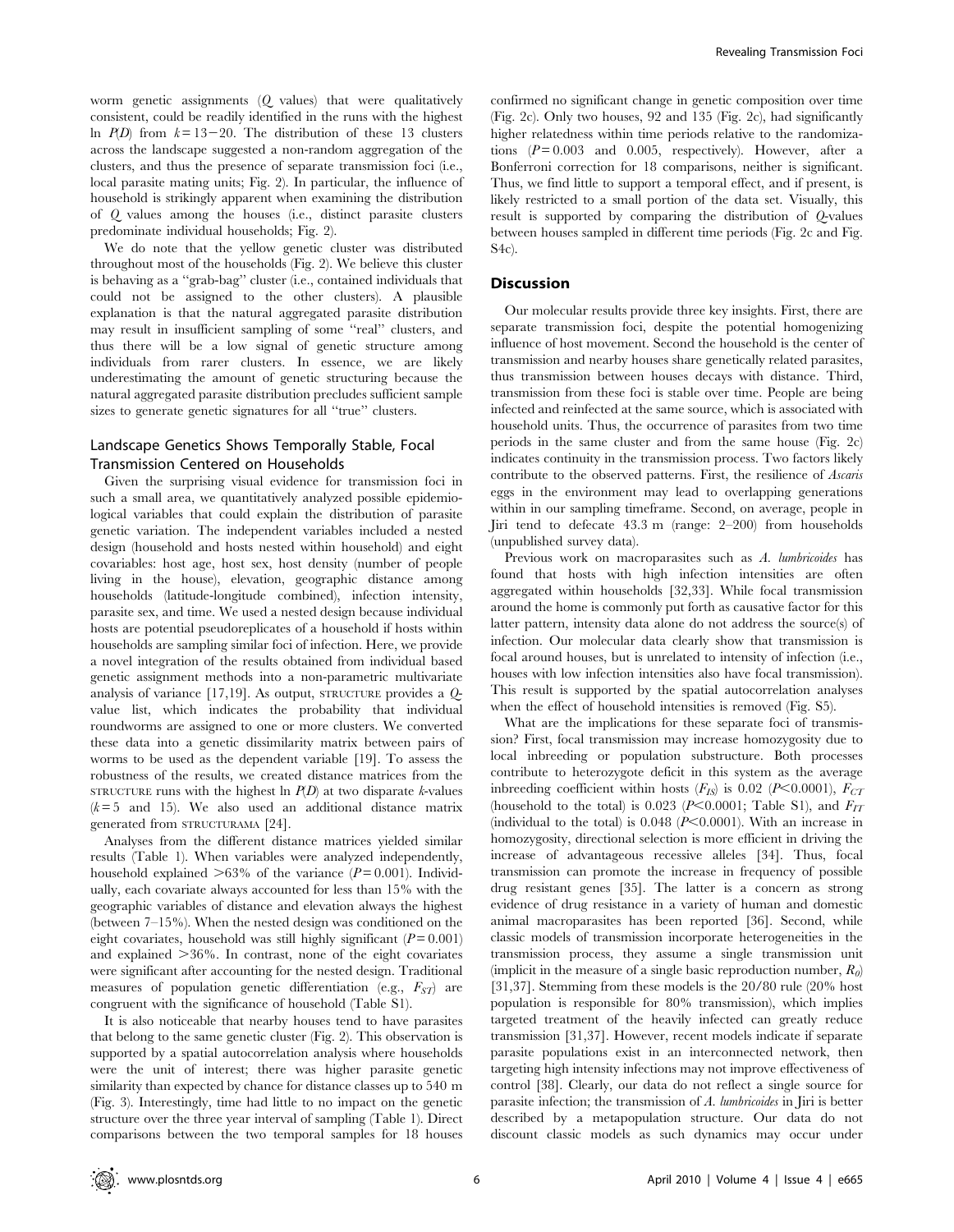worm genetic assignments ($Q$ values) that were qualitatively consistent, could be readily identified in the runs with the highest ln $P(D)$ from $k = 13-20$. The distribution of these 13 clusters across the landscape suggested a non-random aggregation of the clusters, and thus the presence of separate transmission foci (i.e., local parasite mating units; Fig. 2). In particular, the influence of household is strikingly apparent when examining the distribution of $Q$ values among the houses (i.e., distinct parasite clusters predominate individual households; Fig. 2).

We do note that the yellow genetic cluster was distributed throughout most of the households (Fig. 2). We believe this cluster is behaving as a "grab-bag" cluster (i.e., contained individuals that could not be assigned to the other clusters). A plausible explanation is that the natural aggregated parasite distribution may result in insufficient sampling of some "real" clusters, and thus there will be a low signal of genetic structure among individuals from rarer clusters. In essence, we are likely underestimating the amount of genetic structuring because the natural aggregated parasite distribution precludes sufficient sample sizes to generate genetic signatures for all "true" clusters.

### Landscape Genetics Shows Temporally Stable, Focal Transmission Centered on Households

Given the surprising visual evidence for transmission foci in such a small area, we quantitatively analyzed possible epidemiological variables that could explain the distribution of parasite genetic variation. The independent variables included a nested design (household and hosts nested within household) and eight covariables: host age, host sex, host density (number of people living in the house), elevation, geographic distance among households (latitude-longitude combined), infection intensity, parasite sex, and time. We used a nested design because individual hosts are potential pseudoreplicates of a household if hosts within households are sampling similar foci of infection. Here, we provide a novel integration of the results obtained from individual based genetic assignment methods into a non-parametric multivariate analysis of variance [17,19]. As output, STRUCTURE provides a $Q$-value list, which indicates the probability that individual roundworms are assigned to one or more clusters. We converted these data into a genetic dissimilarity matrix between pairs of worms to be used as the dependent variable [19]. To assess the robustness of the results, we created distance matrices from the STRUCTURE runs with the highest ln $P(D)$ at two disparate $k$-values ($k = 5$ and 15). We also used an additional distance matrix generated from STRUCTURAMA [24].

Analyses from the different distance matrices yielded similar results (Table 1). When variables were analyzed independently, household explained >63% of the variance ($P = 0.001$). Individually, each covariate always accounted for less than 15% with the geographic variables of distance and elevation always the highest (between 7–15%). When the nested design was conditioned on the eight covariates, household was still highly significant ($P = 0.001$) and explained >36%. In contrast, none of the eight covariates were significant after accounting for the nested design. Traditional measures of population genetic differentiation (e.g., $F_{ST}$) are congruent with the significance of household (Table S1).

It is also noticeable that nearby houses tend to have parasites that belong to the same genetic cluster (Fig. 2). This observation is supported by a spatial autocorrelation analysis where households were the unit of interest; there was higher parasite genetic similarity than expected by chance for distance classes up to 540 m (Fig. 3). Interestingly, time had little to no impact on the genetic structure over the three year interval of sampling (Table 1). Direct comparisons between the two temporal samples for 18 houses confirmed no significant change in genetic composition over time (Fig. 2c). Only two houses, 92 and 135 (Fig. 2c), had significantly higher relatedness within time periods relative to the randomizations ($P = 0.003$ and 0.005, respectively). However, after a Bonferroni correction for 18 comparisons, neither is significant. Thus, we find little to support a temporal effect, and if present, is likely restricted to a small portion of the data set. Visually, this result is supported by comparing the distribution of $Q$-values between houses sampled in different time periods (Fig. 2c and Fig. S4c).

## Discussion

Our molecular results provide three key insights. First, there are separate transmission foci, despite the potential homogenizing influence of host movement. Second the household is the center of transmission and nearby houses share genetically related parasites, thus transmission between houses decays with distance. Third, transmission from these foci is stable over time. People are being infected and reinfected at the same source, which is associated with household units. Thus, the occurrence of parasites from two time periods in the same cluster and from the same house (Fig. 2c) indicates continuity in the transmission process. Two factors likely contribute to the observed patterns. First, the resilience of *Ascaris* eggs in the environment may lead to overlapping generations within in our sampling timeframe. Second, on average, people in Jiri tend to defecate 43.3 m (range: 2–200) from households (unpublished survey data).

Previous work on macroparasites such as *A. lumbricoides* has found that hosts with high infection intensities are often aggregated within households [32,33]. While focal transmission around the home is commonly put forth as causative factor for this latter pattern, intensity data alone do not address the source(s) of infection. Our molecular data clearly show that transmission is focal around houses, but is unrelated to intensity of infection (i.e., houses with low infection intensities also have focal transmission). This result is supported by the spatial autocorrelation analyses when the effect of household intensities is removed (Fig. S5).

What are the implications for these separate foci of transmission? First, focal transmission may increase homozygosity due to local inbreeding or population substructure. Both processes contribute to heterozygote deficit in this system as the average inbreeding coefficient within hosts ($F_{IS}$) is 0.02 ($P<0.0001$), $F_{CT}$ (household to the total) is 0.023 ($P<0.0001$; Table S1), and $F_{IT}$ (individual to the total) is 0.048 ($P<0.0001$). With an increase in homozygosity, directional selection is more efficient in driving the increase of advantageous recessive alleles [34]. Thus, focal transmission can promote the increase in frequency of possible drug resistant genes [35]. The latter is a concern as strong evidence of drug resistance in a variety of human and domestic animal macroparasites has been reported [36]. Second, while classic models of transmission incorporate heterogeneities in the transmission process, they assume a single transmission unit (implicit in the measure of a single basic reproduction number, $R_0$) [31,37]. Stemming from these models is the 20/80 rule (20% host population is responsible for 80% transmission), which implies targeted treatment of the heavily infected can greatly reduce transmission [31,37]. However, recent models indicate if separate parasite populations exist in an interconnected network, then targeting high intensity infections may not improve effectiveness of control [38]. Clearly, our data do not reflect a single source for parasite infection; the transmission of *A. lumbricoides* in Jiri is better described by a metapopulation structure. Our data do not discount classic models as such dynamics may occur under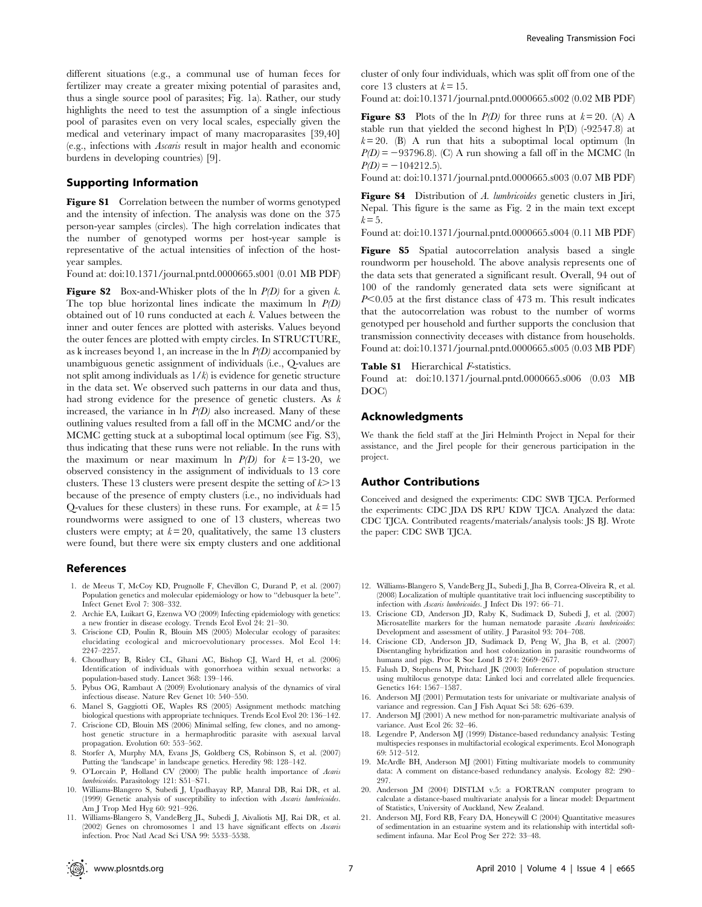different situations (e.g., a communal use of human feces for fertilizer may create a greater mixing potential of parasites and, thus a single source pool of parasites; Fig. 1a). Rather, our study highlights the need to test the assumption of a single infectious pool of parasites even on very local scales, especially given the medical and veterinary impact of many macroparasites [39,40] (e.g., infections with *Ascaris* result in major health and economic burdens in developing countries) [9].

## Supporting Information

**Figure S1** Correlation between the number of worms genotyped and the intensity of infection. The analysis was done on the 375 person-year samples (circles). The high correlation indicates that the number of genotyped worms per host-year sample is representative of the actual intensities of infection of the host-year samples.

Found at: doi:10.1371/journal.pntd.0000665.s001 (0.01 MB PDF)

**Figure S2** Box-and-Whisker plots of the ln $P(D)$ for a given $k$. The top blue horizontal lines indicate the maximum ln $P(D)$ obtained out of 10 runs conducted at each $k$. Values between the inner and outer fences are plotted with asterisks. Values beyond the outer fences are plotted with empty circles. In STRUCTURE, as k increases beyond 1, an increase in the ln $P(D)$ accompanied by unambiguous genetic assignment of individuals (i.e., Q-values are not split among individuals as $1/k$) is evidence for genetic structure in the data set. We observed such patterns in our data and thus, had strong evidence for the presence of genetic clusters. As $k$ increased, the variance in ln $P(D)$ also increased. Many of these outlining values resulted from a fall off in the MCMC and/or the MCMC getting stuck at a suboptimal local optimum (see Fig. S3), thus indicating that these runs were not reliable. In the runs with the maximum or near maximum ln $P(D)$ for $k = 13$-20, we observed consistency in the assignment of individuals to 13 core clusters. These 13 clusters were present despite the setting of $k > 13$ because of the presence of empty clusters (i.e., no individuals had Q-values for these clusters) in these runs. For example, at $k = 15$ roundworms were assigned to one of 13 clusters, whereas two clusters were empty; at $k = 20$, qualitatively, the same 13 clusters were found, but there were six empty clusters and one additional cluster of only four individuals, which was split off from one of the core 13 clusters at $k = 15$.

Found at: doi:10.1371/journal.pntd.0000665.s002 (0.02 MB PDF)

**Figure S3** Plots of the ln $P(D)$ for three runs at $k = 20$. (A) A stable run that yielded the second highest ln P(D) (-92547.8) at $k = 20$. (B) A run that hits a suboptimal local optimum (ln $P(D) = -93796.8$). (C) A run showing a fall off in the MCMC (ln $P(D) = -104212.5$).

Found at: doi:10.1371/journal.pntd.0000665.s003 (0.07 MB PDF)

**Figure S4** Distribution of *A. lumbricoides* genetic clusters in Jiri, Nepal. This figure is the same as Fig. 2 in the main text except $k = 5$.

Found at: doi:10.1371/journal.pntd.0000665.s004 (0.11 MB PDF)

**Figure S5** Spatial autocorrelation analysis based a single roundworm per household. The above analysis represents one of the data sets that generated a significant result. Overall, 94 out of 100 of the randomly generated data sets were significant at $P < 0.05$ at the first distance class of 473 m. This result indicates that the autocorrelation was robust to the number of worms genotyped per household and further supports the conclusion that transmission connectivity deceases with distance from households.

Found at: doi:10.1371/journal.pntd.0000665.s005 (0.03 MB PDF)

**Table S1** Hierarchical *F*-statistics.

Found at: doi:10.1371/journal.pntd.0000665.s006 (0.03 MB DOC)

## Acknowledgments

We thank the field staff at the Jiri Helminth Project in Nepal for their assistance, and the Jirel people for their generous participation in the project.

## Author Contributions

Conceived and designed the experiments: CDC SWB TJCA. Performed the experiments: CDC JDA DS RPU KDW TJCA. Analyzed the data: CDC TJCA. Contributed reagents/materials/analysis tools: JS BJ. Wrote the paper: CDC SWB TJCA.

## References

1. de Meeus T, McCoy KD, Prugnolle F, Chevillon C, Durand P, et al. (2007) Population genetics and molecular epidemiology or how to "debusquer la bete". Infect Genet Evol 7: 308–332.
2. Archie EA, Luikart G, Ezenwa VO (2009) Infecting epidemiology with genetics: a new frontier in disease ecology. Trends Ecol Evol 24: 21–30.
3. Criscione CD, Poulin R, Blouin MS (2005) Molecular ecology of parasites: elucidating ecological and microevolutionary processes. Mol Ecol 14: 2247–2257.
4. Choudhury B, Risley CL, Ghani AC, Bishop CJ, Ward H, et al. (2006) Identification of individuals with gonorrhoea within sexual networks: a population-based study. Lancet 368: 139–146.
5. Pybus OG, Rambaut A (2009) Evolutionary analysis of the dynamics of viral infectious disease. Nature Rev Genet 10: 540–550.
6. Manel S, Gaggiotti OE, Waples RS (2005) Assignment methods: matching biological questions with appropriate techniques. Trends Ecol Evol 20: 136–142.
7. Criscione CD, Blouin MS (2006) Minimal selfing, few clones, and no among-host genetic structure in a hermaphroditic parasite with asexual larval propagation. Evolution 60: 553–562.
8. Storfer A, Murphy MA, Evans JS, Goldberg CS, Robinson S, et al. (2007) Putting the 'landscape' in landscape genetics. Heredity 98: 128–142.
9. O'Lorcain P, Holland CV (2000) The public health importance of *Ascaris lumbricoides*. Parasitology 121: S51–S71.
10. Williams-Blangero S, Subedi J, Upadhayay RP, Manral DB, Rai DR, et al. (1999) Genetic analysis of susceptibility to infection with *Ascaris lumbricoides*. Am J Trop Med Hyg 60: 921–926.
11. Williams-Blangero S, VandeBerg JL, Subedi J, Aivaliotis MJ, Rai DR, et al. (2002) Genes on chromosomes 1 and 13 have significant effects on *Ascaris* infection. Proc Natl Acad Sci USA 99: 5533–5538.
12. Williams-Blangero S, VandeBerg JL, Subedi J, Jha B, Correa-Oliveira R, et al. (2008) Localization of multiple quantitative trait loci influencing susceptibility to infection with *Ascaris lumbricoides*. J Infect Dis 197: 66–71.
13. Criscione CD, Anderson JD, Raby K, Sudimack D, Subedi J, et al. (2007) Microsatellite markers for the human nematode parasite *Ascaris lumbricoides*: Development and assessment of utility. J Parasitol 93: 704–708.
14. Criscione CD, Anderson JD, Sudimack D, Peng W, Jha B, et al. (2007) Disentangling hybridization and host colonization in parasitic roundworms of humans and pigs. Proc R Soc Lond B 274: 2669–2677.
15. Falush D, Stephens M, Pritchard JK (2003) Inference of population structure using multilocus genotype data: Linked loci and correlated allele frequencies. Genetics 164: 1567–1587.
16. Anderson MJ (2001) Permutation tests for univariate or multivariate analysis of variance and regression. Can J Fish Aquat Sci 58: 626–639.
17. Anderson MJ (2001) A new method for non-parametric multivariate analysis of variance. Aust Ecol 26: 32–46.
18. Legendre P, Anderson MJ (1999) Distance-based redundancy analysis: Testing multispecies responses in multifactorial ecological experiments. Ecol Monograph 69: 512–512.
19. McArdle BH, Anderson MJ (2001) Fitting multivariate models to community data: A comment on distance-based redundancy analysis. Ecology 82: 290–297.
20. Anderson JM (2004) DISTLM v.5: a FORTRAN computer program to calculate a distance-based multivariate analysis for a linear model: Department of Statistics, University of Auckland, New Zealand.
21. Anderson MJ, Ford RB, Feary DA, Honeywill C (2004) Quantitative measures of sedimentation in an estuarine system and its relationship with intertidal soft-sediment infauna. Mar Ecol Prog Ser 272: 33–48.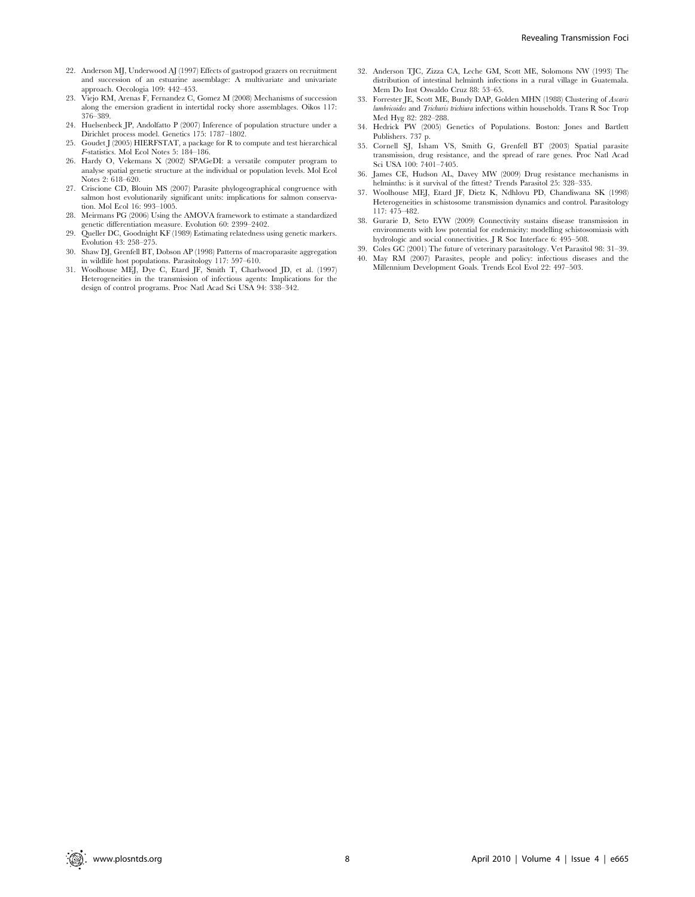22. Anderson MJ, Underwood AJ (1997) Effects of gastropod grazers on recruitment and succession of an estuarine assemblage: A multivariate and univariate approach. Oecologia 109: 442–453.
23. Viejo RM, Arenas F, Fernandez C, Gomez M (2008) Mechanisms of succession along the emersion gradient in intertidal rocky shore assemblages. Oikos 117: 376–389.
24. Huelsenbeck JP, Andolfatto P (2007) Inference of population structure under a Dirichlet process model. Genetics 175: 1787–1802.
25. Goudet J (2005) HIERFSTAT, a package for R to compute and test hierarchical *F*-statistics. Mol Ecol Notes 5: 184–186.
26. Hardy O, Vekemans X (2002) SPAGeDI: a versatile computer program to analyse spatial genetic structure at the individual or population levels. Mol Ecol Notes 2: 618–620.
27. Criscione CD, Blouin MS (2007) Parasite phylogeographical congruence with salmon host evolutionarily significant units: implications for salmon conservation. Mol Ecol 16: 993–1005.
28. Meirmans PG (2006) Using the AMOVA framework to estimate a standardized genetic differentiation measure. Evolution 60: 2399–2402.
29. Queller DC, Goodnight KF (1989) Estimating relatedness using genetic markers. Evolution 43: 258–275.
30. Shaw DJ, Grenfell BT, Dobson AP (1998) Patterns of macroparasite aggregation in wildlife host populations. Parasitology 117: 597–610.
31. Woolhouse MEJ, Dye C, Etard JF, Smith T, Charlwood JD, et al. (1997) Heterogeneities in the transmission of infectious agents: Implications for the design of control programs. Proc Natl Acad Sci USA 94: 338–342.
32. Anderson TJC, Zizza CA, Leche GM, Scott ME, Solomons NW (1993) The distribution of intestinal helminth infections in a rural village in Guatemala. Mem Do Inst Oswaldo Cruz 88: 53–65.
33. Forrester JE, Scott ME, Bundy DAP, Golden MHN (1988) Clustering of *Ascaris lumbricoides* and *Trichuris trichiura* infections within households. Trans R Soc Trop Med Hyg 82: 282–288.
34. Hedrick PW (2005) Genetics of Populations. Boston: Jones and Bartlett Publishers. 737 p.
35. Cornell SJ, Isham VS, Smith G, Grenfell BT (2003) Spatial parasite transmission, drug resistance, and the spread of rare genes. Proc Natl Acad Sci USA 100: 7401–7405.
36. James CE, Hudson AL, Davey MW (2009) Drug resistance mechanisms in helminths: is it survival of the fittest? Trends Parasitol 25: 328–335.
37. Woolhouse MEJ, Etard JF, Dietz K, Ndhlovu PD, Chandiwana SK (1998) Heterogeneities in schistosome transmission dynamics and control. Parasitology 117: 475–482.
38. Gurarie D, Seto EYW (2009) Connectivity sustains disease transmission in environments with low potential for endemicity: modelling schistosomiasis with hydrologic and social connectivities. J R Soc Interface 6: 495–508.
39. Coles GC (2001) The future of veterinary parasitology. Vet Parasitol 98: 31–39.
40. May RM (2007) Parasites, people and policy: infectious diseases and the Millennium Development Goals. Trends Ecol Evol 22: 497–503.